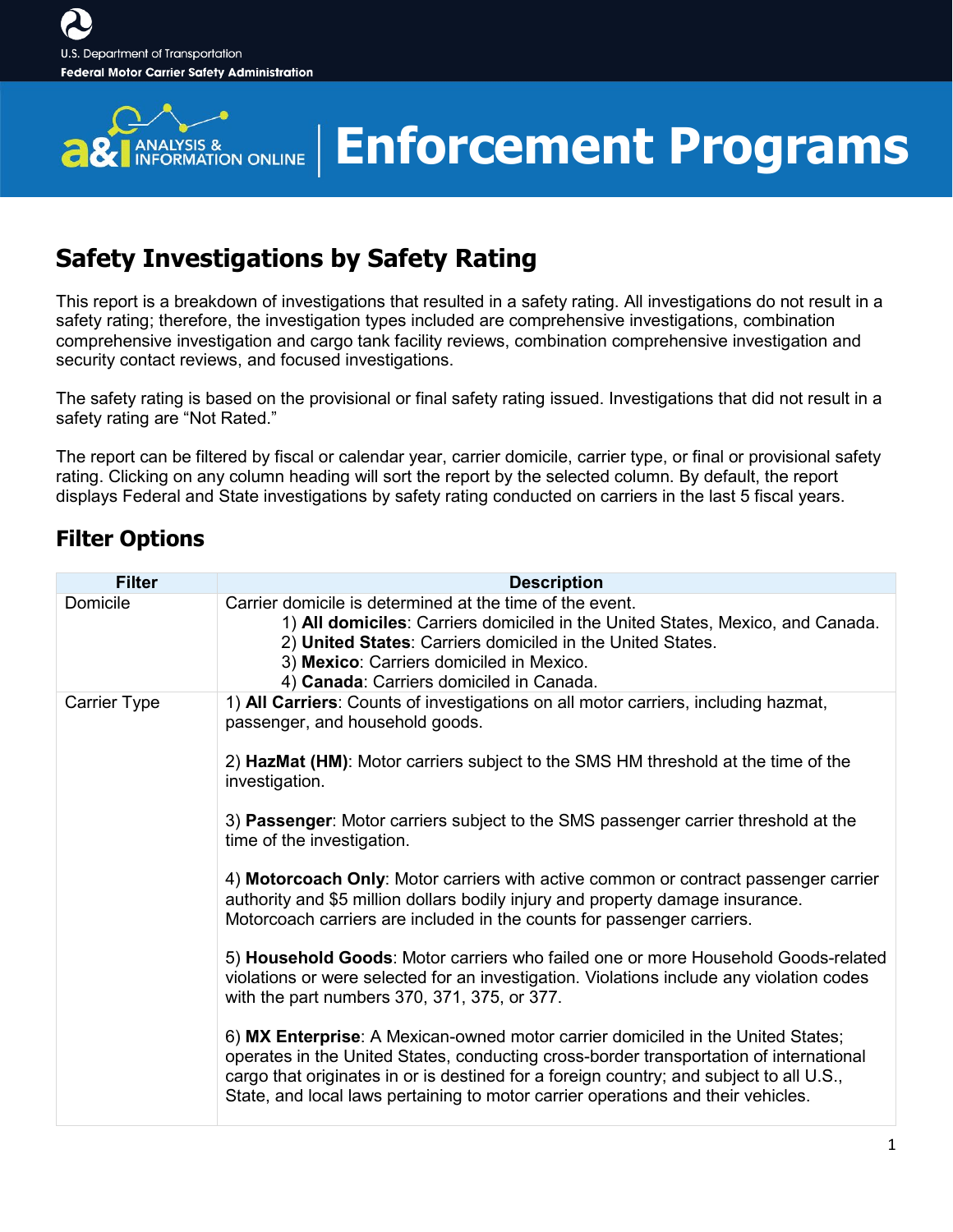U.S. Department of Transportation
**Federal Motor Carrier Safety Administration**

# Enforcement Programs

## Safety Investigations by Safety Rating

This report is a breakdown of investigations that resulted in a safety rating. All investigations do not result in a safety rating; therefore, the investigation types included are comprehensive investigations, combination comprehensive investigation and cargo tank facility reviews, combination comprehensive investigation and security contact reviews, and focused investigations.

The safety rating is based on the provisional or final safety rating issued. Investigations that did not result in a safety rating are "Not Rated."

The report can be filtered by fiscal or calendar year, carrier domicile, carrier type, or final or provisional safety rating. Clicking on any column heading will sort the report by the selected column. By default, the report displays Federal and State investigations by safety rating conducted on carriers in the last 5 fiscal years.

## Filter Options

| Filter | Description |
|---|---|
| Domicile | Carrier domicile is determined at the time of the event.<br>1) **All domiciles**: Carriers domiciled in the United States, Mexico, and Canada.<br>2) **United States**: Carriers domiciled in the United States.<br>3) **Mexico**: Carriers domiciled in Mexico.<br>4) **Canada**: Carriers domiciled in Canada. |
| Carrier Type | 1) **All Carriers**: Counts of investigations on all motor carriers, including hazmat, passenger, and household goods.<br><br>2) **HazMat (HM)**: Motor carriers subject to the SMS HM threshold at the time of the investigation.<br><br>3) **Passenger**: Motor carriers subject to the SMS passenger carrier threshold at the time of the investigation.<br><br>4) **Motorcoach Only**: Motor carriers with active common or contract passenger carrier authority and $5 million dollars bodily injury and property damage insurance. Motorcoach carriers are included in the counts for passenger carriers.<br><br>5) **Household Goods**: Motor carriers who failed one or more Household Goods-related violations or were selected for an investigation. Violations include any violation codes with the part numbers 370, 371, 375, or 377.<br><br>6) **MX Enterprise**: A Mexican-owned motor carrier domiciled in the United States; operates in the United States, conducting cross-border transportation of international cargo that originates in or is destined for a foreign country; and subject to all U.S., State, and local laws pertaining to motor carrier operations and their vehicles. |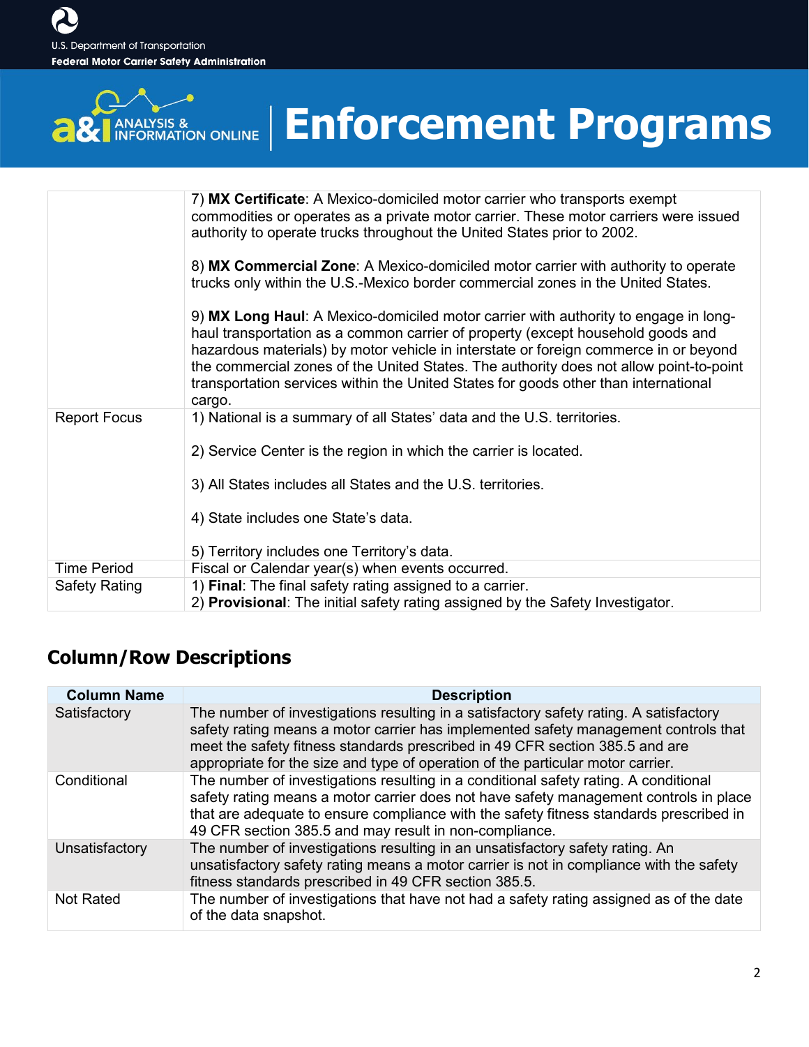| | |
|---|---|
| | 7) **MX Certificate**: A Mexico-domiciled motor carrier who transports exempt commodities or operates as a private motor carrier. These motor carriers were issued authority to operate trucks throughout the United States prior to 2002.<br><br>8) **MX Commercial Zone**: A Mexico-domiciled motor carrier with authority to operate trucks only within the U.S.-Mexico border commercial zones in the United States.<br><br>9) **MX Long Haul**: A Mexico-domiciled motor carrier with authority to engage in long-haul transportation as a common carrier of property (except household goods and hazardous materials) by motor vehicle in interstate or foreign commerce in or beyond the commercial zones of the United States. The authority does not allow point-to-point transportation services within the United States for goods other than international cargo. |
| Report Focus | 1) National is a summary of all States' data and the U.S. territories.<br><br>2) Service Center is the region in which the carrier is located.<br><br>3) All States includes all States and the U.S. territories.<br><br>4) State includes one State's data.<br><br>5) Territory includes one Territory's data. |
| Time Period | Fiscal or Calendar year(s) when events occurred. |
| Safety Rating | 1) **Final**: The final safety rating assigned to a carrier.<br>2) **Provisional**: The initial safety rating assigned by the Safety Investigator. |

## Column/Row Descriptions

| Column Name | Description |
|---|---|
| Satisfactory | The number of investigations resulting in a satisfactory safety rating. A satisfactory safety rating means a motor carrier has implemented safety management controls that meet the safety fitness standards prescribed in 49 CFR section 385.5 and are appropriate for the size and type of operation of the particular motor carrier. |
| Conditional | The number of investigations resulting in a conditional safety rating. A conditional safety rating means a motor carrier does not have safety management controls in place that are adequate to ensure compliance with the safety fitness standards prescribed in 49 CFR section 385.5 and may result in non-compliance. |
| Unsatisfactory | The number of investigations resulting in an unsatisfactory safety rating. An unsatisfactory safety rating means a motor carrier is not in compliance with the safety fitness standards prescribed in 49 CFR section 385.5. |
| Not Rated | The number of investigations that have not had a safety rating assigned as of the date of the data snapshot. |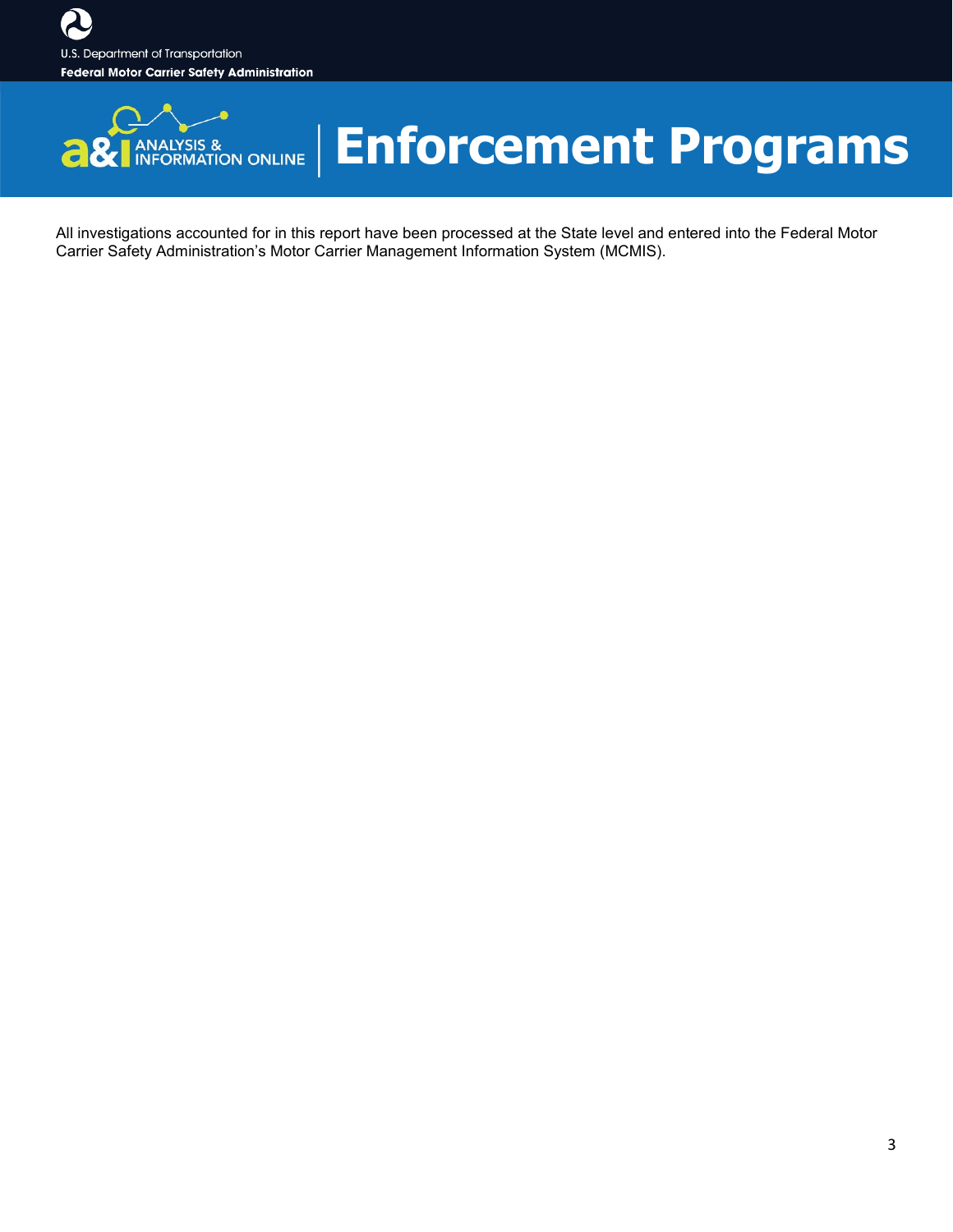U.S. Department of Transportation

**Federal Motor Carrier Safety Administration**

ANALYSIS & INFORMATION ONLINE

# Enforcement Programs

All investigations accounted for in this report have been processed at the State level and entered into the Federal Motor Carrier Safety Administration's Motor Carrier Management Information System (MCMIS).